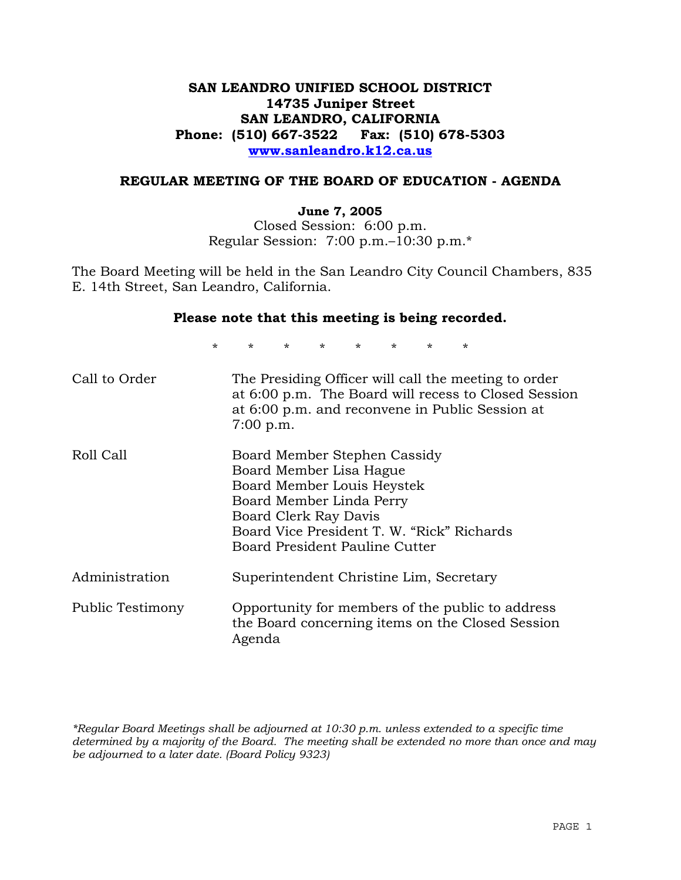**SAN LEANDRO UNIFIED SCHOOL DISTRICT**
**14735 Juniper Street**
**SAN LEANDRO, CALIFORNIA**
**Phone: (510) 667-3522 Fax: (510) 678-5303**
**www.sanleandro.k12.ca.us**

## REGULAR MEETING OF THE BOARD OF EDUCATION - AGENDA

**June 7, 2005**
Closed Session: 6:00 p.m.
Regular Session: 7:00 p.m.–10:30 p.m.*

The Board Meeting will be held in the San Leandro City Council Chambers, 835 E. 14th Street, San Leandro, California.

**Please note that this meeting is being recorded.**

\* \* \* \* \* \* \* \*

| | |
|---|---|
| Call to Order | The Presiding Officer will call the meeting to order at 6:00 p.m. The Board will recess to Closed Session at 6:00 p.m. and reconvene in Public Session at 7:00 p.m. |
| Roll Call | Board Member Stephen Cassidy<br>Board Member Lisa Hague<br>Board Member Louis Heystek<br>Board Member Linda Perry<br>Board Clerk Ray Davis<br>Board Vice President T. W. "Rick" Richards<br>Board President Pauline Cutter |
| Administration | Superintendent Christine Lim, Secretary |
| Public Testimony | Opportunity for members of the public to address the Board concerning items on the Closed Session Agenda |

*\*Regular Board Meetings shall be adjourned at 10:30 p.m. unless extended to a specific time determined by a majority of the Board. The meeting shall be extended no more than once and may be adjourned to a later date. (Board Policy 9323)*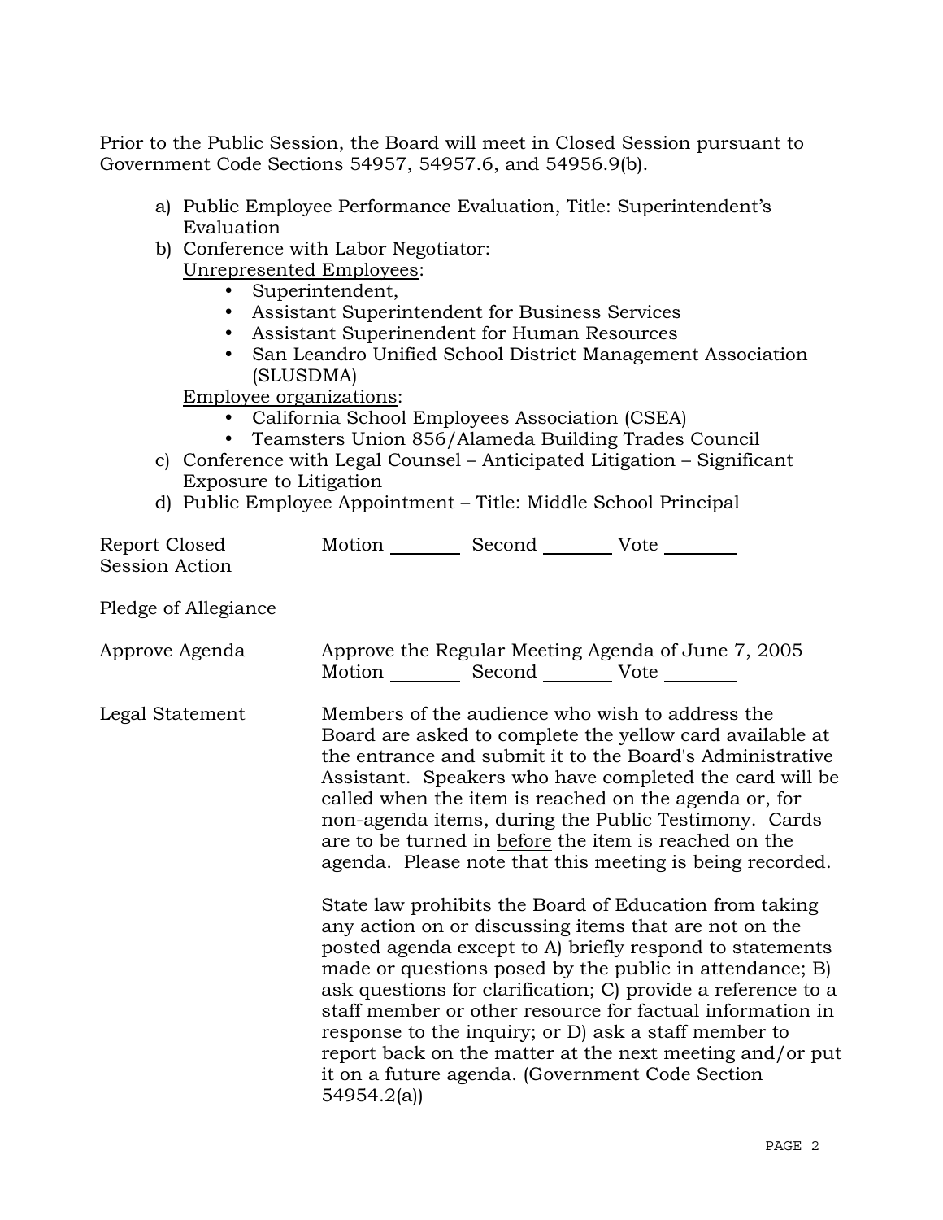Prior to the Public Session, the Board will meet in Closed Session pursuant to Government Code Sections 54957, 54957.6, and 54956.9(b).

a) Public Employee Performance Evaluation, Title: Superintendent's Evaluation
b) Conference with Labor Negotiator:
   Unrepresented Employees:
   - Superintendent,
   - Assistant Superintendent for Business Services
   - Assistant Superinendent for Human Resources
   - San Leandro Unified School District Management Association (SLUSDMA)

   Employee organizations:
   - California School Employees Association (CSEA)
   - Teamsters Union 856/Alameda Building Trades Council
c) Conference with Legal Counsel – Anticipated Litigation – Significant Exposure to Litigation
d) Public Employee Appointment – Title: Middle School Principal

Report Closed Session Action — Motion ________ Second ________ Vote ________

Pledge of Allegiance

Approve Agenda — Approve the Regular Meeting Agenda of June 7, 2005
Motion ________ Second ________ Vote ________

Legal Statement — Members of the audience who wish to address the Board are asked to complete the yellow card available at the entrance and submit it to the Board's Administrative Assistant. Speakers who have completed the card will be called when the item is reached on the agenda or, for non-agenda items, during the Public Testimony. Cards are to be turned in before the item is reached on the agenda. Please note that this meeting is being recorded.

State law prohibits the Board of Education from taking any action on or discussing items that are not on the posted agenda except to A) briefly respond to statements made or questions posed by the public in attendance; B) ask questions for clarification; C) provide a reference to a staff member or other resource for factual information in response to the inquiry; or D) ask a staff member to report back on the matter at the next meeting and/or put it on a future agenda. (Government Code Section 54954.2(a))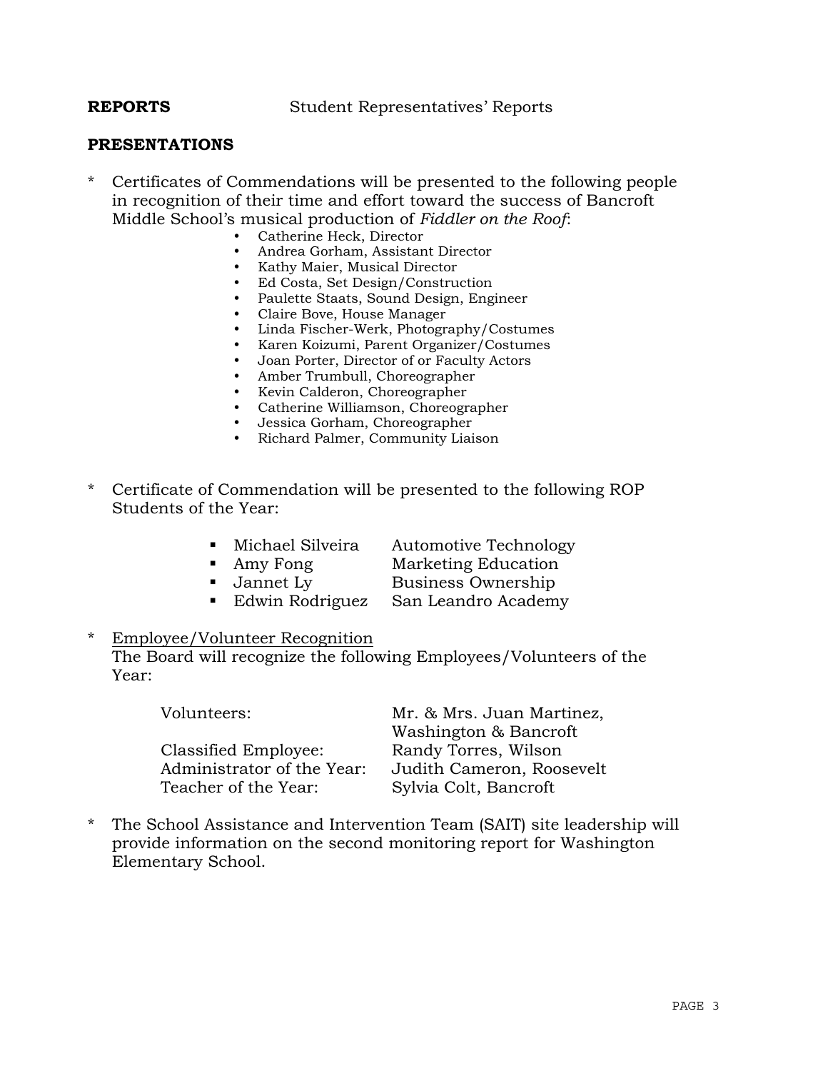**REPORTS** Student Representatives' Reports

**PRESENTATIONS**

\* Certificates of Commendations will be presented to the following people in recognition of their time and effort toward the success of Bancroft Middle School's musical production of *Fiddler on the Roof*:

- Catherine Heck, Director
- Andrea Gorham, Assistant Director
- Kathy Maier, Musical Director
- Ed Costa, Set Design/Construction
- Paulette Staats, Sound Design, Engineer
- Claire Bove, House Manager
- Linda Fischer-Werk, Photography/Costumes
- Karen Koizumi, Parent Organizer/Costumes
- Joan Porter, Director of or Faculty Actors
- Amber Trumbull, Choreographer
- Kevin Calderon, Choreographer
- Catherine Williamson, Choreographer
- Jessica Gorham, Choreographer
- Richard Palmer, Community Liaison

\* Certificate of Commendation will be presented to the following ROP Students of the Year:

- Michael Silveira — Automotive Technology
- Amy Fong — Marketing Education
- Jannet Ly — Business Ownership
- Edwin Rodriguez — San Leandro Academy

\* <u>Employee/Volunteer Recognition</u>
The Board will recognize the following Employees/Volunteers of the Year:

| | |
|---|---|
| Volunteers: | Mr. & Mrs. Juan Martinez, Washington & Bancroft |
| Classified Employee: | Randy Torres, Wilson |
| Administrator of the Year: | Judith Cameron, Roosevelt |
| Teacher of the Year: | Sylvia Colt, Bancroft |

\* The School Assistance and Intervention Team (SAIT) site leadership will provide information on the second monitoring report for Washington Elementary School.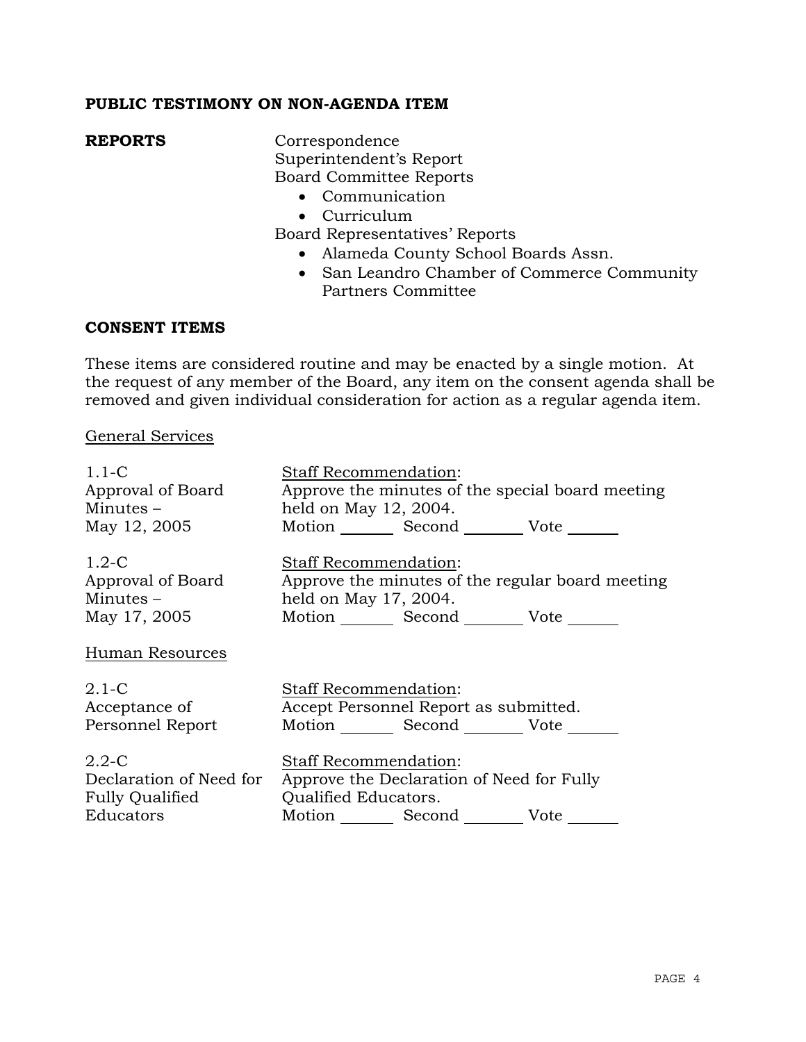**PUBLIC TESTIMONY ON NON-AGENDA ITEM**

**REPORTS**

Correspondence
Superintendent's Report
Board Committee Reports

- Communication
- Curriculum

Board Representatives' Reports

- Alameda County School Boards Assn.
- San Leandro Chamber of Commerce Community Partners Committee

**CONSENT ITEMS**

These items are considered routine and may be enacted by a single motion. At the request of any member of the Board, any item on the consent agenda shall be removed and given individual consideration for action as a regular agenda item.

General Services

1.1-C
Approval of Board Minutes – May 12, 2005

Staff Recommendation:
Approve the minutes of the special board meeting held on May 12, 2004.
Motion _______ Second _______ Vote _______

1.2-C
Approval of Board Minutes – May 17, 2005

Staff Recommendation:
Approve the minutes of the regular board meeting held on May 17, 2004.
Motion _______ Second _______ Vote _______

Human Resources

2.1-C
Acceptance of Personnel Report

Staff Recommendation:
Accept Personnel Report as submitted.
Motion _______ Second _______ Vote _______

2.2-C
Declaration of Need for Fully Qualified Educators

Staff Recommendation:
Approve the Declaration of Need for Fully Qualified Educators.
Motion _______ Second _______ Vote _______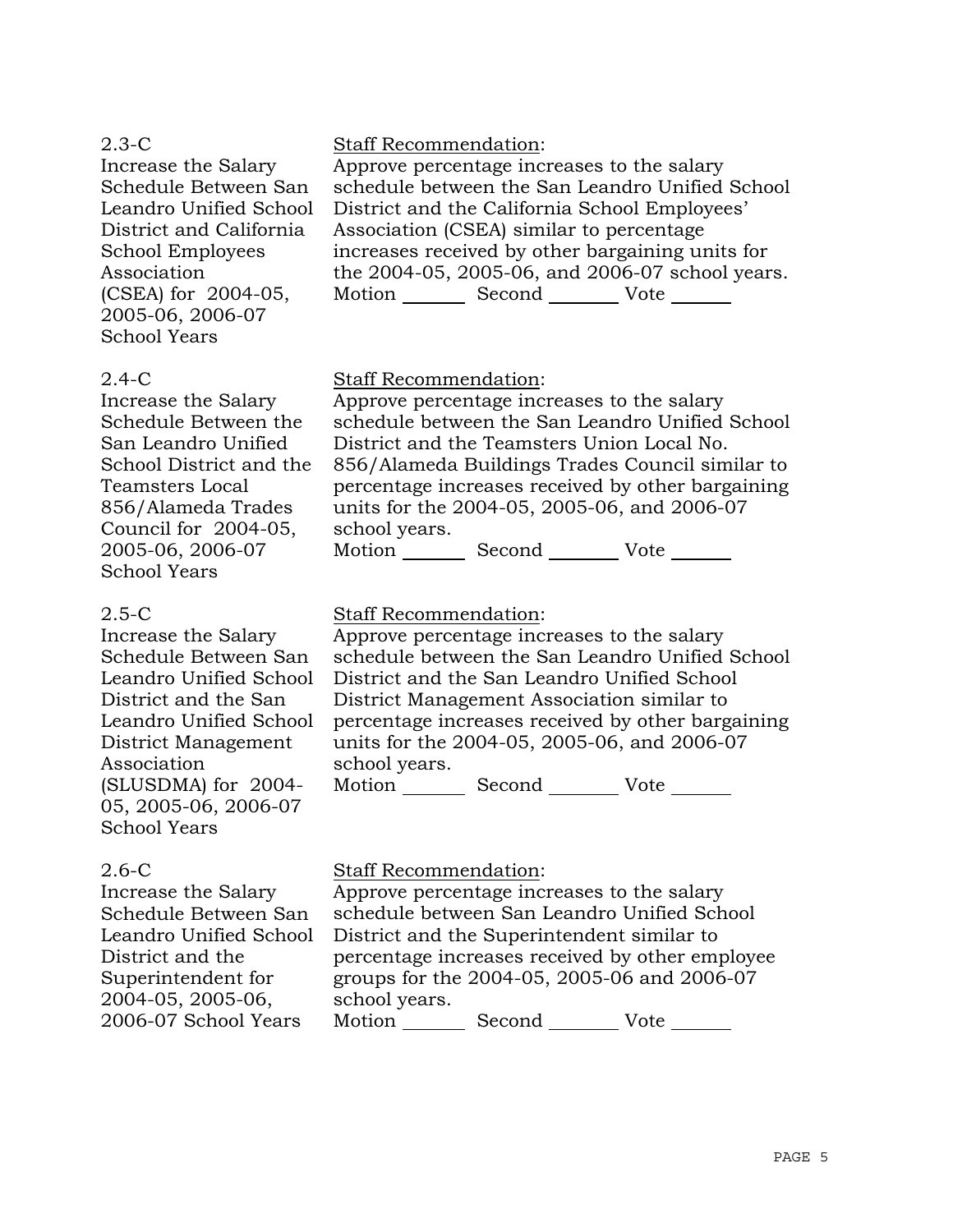2.3-C
Increase the Salary Schedule Between San Leandro Unified School District and California School Employees Association (CSEA) for 2004-05, 2005-06, 2006-07 School Years

Staff Recommendation:
Approve percentage increases to the salary schedule between the San Leandro Unified School District and the California School Employees' Association (CSEA) similar to percentage increases received by other bargaining units for the 2004-05, 2005-06, and 2006-07 school years.
Motion _______ Second _______ Vote _______

2.4-C
Increase the Salary Schedule Between the San Leandro Unified School District and the Teamsters Local 856/Alameda Trades Council for 2004-05, 2005-06, 2006-07 School Years

Staff Recommendation:
Approve percentage increases to the salary schedule between the San Leandro Unified School District and the Teamsters Union Local No. 856/Alameda Buildings Trades Council similar to percentage increases received by other bargaining units for the 2004-05, 2005-06, and 2006-07 school years.
Motion _______ Second _______ Vote _______

2.5-C
Increase the Salary Schedule Between San Leandro Unified School District and the San Leandro Unified School District Management Association (SLUSDMA) for 2004-05, 2005-06, 2006-07 School Years

Staff Recommendation:
Approve percentage increases to the salary schedule between the San Leandro Unified School District and the San Leandro Unified School District Management Association similar to percentage increases received by other bargaining units for the 2004-05, 2005-06, and 2006-07 school years.
Motion _______ Second _______ Vote _______

2.6-C
Increase the Salary Schedule Between San Leandro Unified School District and the Superintendent for 2004-05, 2005-06, 2006-07 School Years

Staff Recommendation:
Approve percentage increases to the salary schedule between San Leandro Unified School District and the Superintendent similar to percentage increases received by other employee groups for the 2004-05, 2005-06 and 2006-07 school years.
Motion _______ Second _______ Vote _______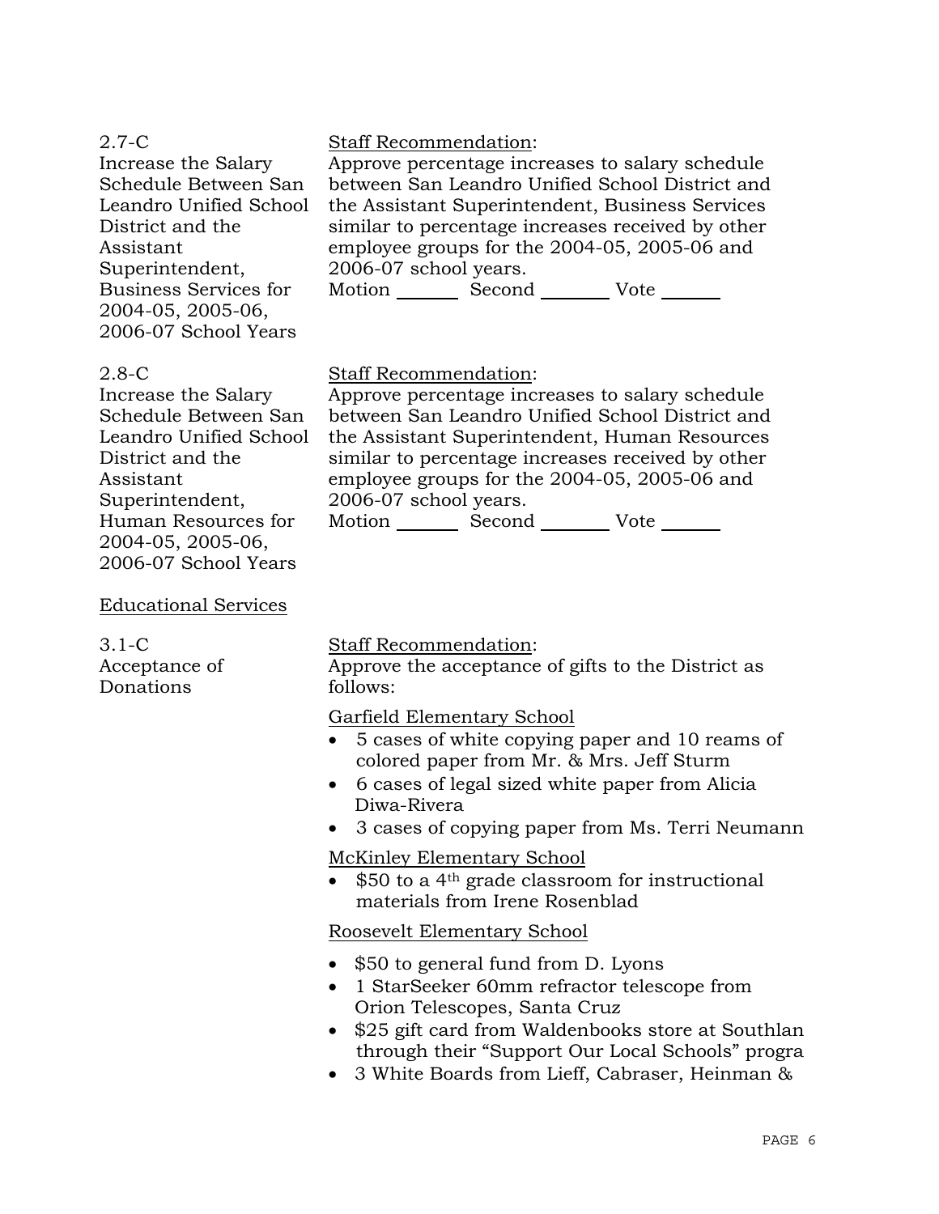2.7-C
Increase the Salary Schedule Between San Leandro Unified School District and the Assistant Superintendent, Business Services for 2004-05, 2005-06, 2006-07 School Years

Staff Recommendation:
Approve percentage increases to salary schedule between San Leandro Unified School District and the Assistant Superintendent, Business Services similar to percentage increases received by other employee groups for the 2004-05, 2005-06 and 2006-07 school years.
Motion ______ Second _______ Vote ______

2.8-C
Increase the Salary Schedule Between San Leandro Unified School District and the Assistant Superintendent, Human Resources for 2004-05, 2005-06, 2006-07 School Years

Staff Recommendation:
Approve percentage increases to salary schedule between San Leandro Unified School District and the Assistant Superintendent, Human Resources similar to percentage increases received by other employee groups for the 2004-05, 2005-06 and 2006-07 school years.
Motion ______ Second _______ Vote ______

Educational Services

3.1-C
Acceptance of Donations

Staff Recommendation:
Approve the acceptance of gifts to the District as follows:

Garfield Elementary School
- 5 cases of white copying paper and 10 reams of colored paper from Mr. & Mrs. Jeff Sturm
- 6 cases of legal sized white paper from Alicia Diwa-Rivera
- 3 cases of copying paper from Ms. Terri Neumann

McKinley Elementary School
- $50 to a 4th grade classroom for instructional materials from Irene Rosenblad

Roosevelt Elementary School
- $50 to general fund from D. Lyons
- 1 StarSeeker 60mm refractor telescope from Orion Telescopes, Santa Cruz
- $25 gift card from Waldenbooks store at Southlan through their "Support Our Local Schools" progra
- 3 White Boards from Lieff, Cabraser, Heinman &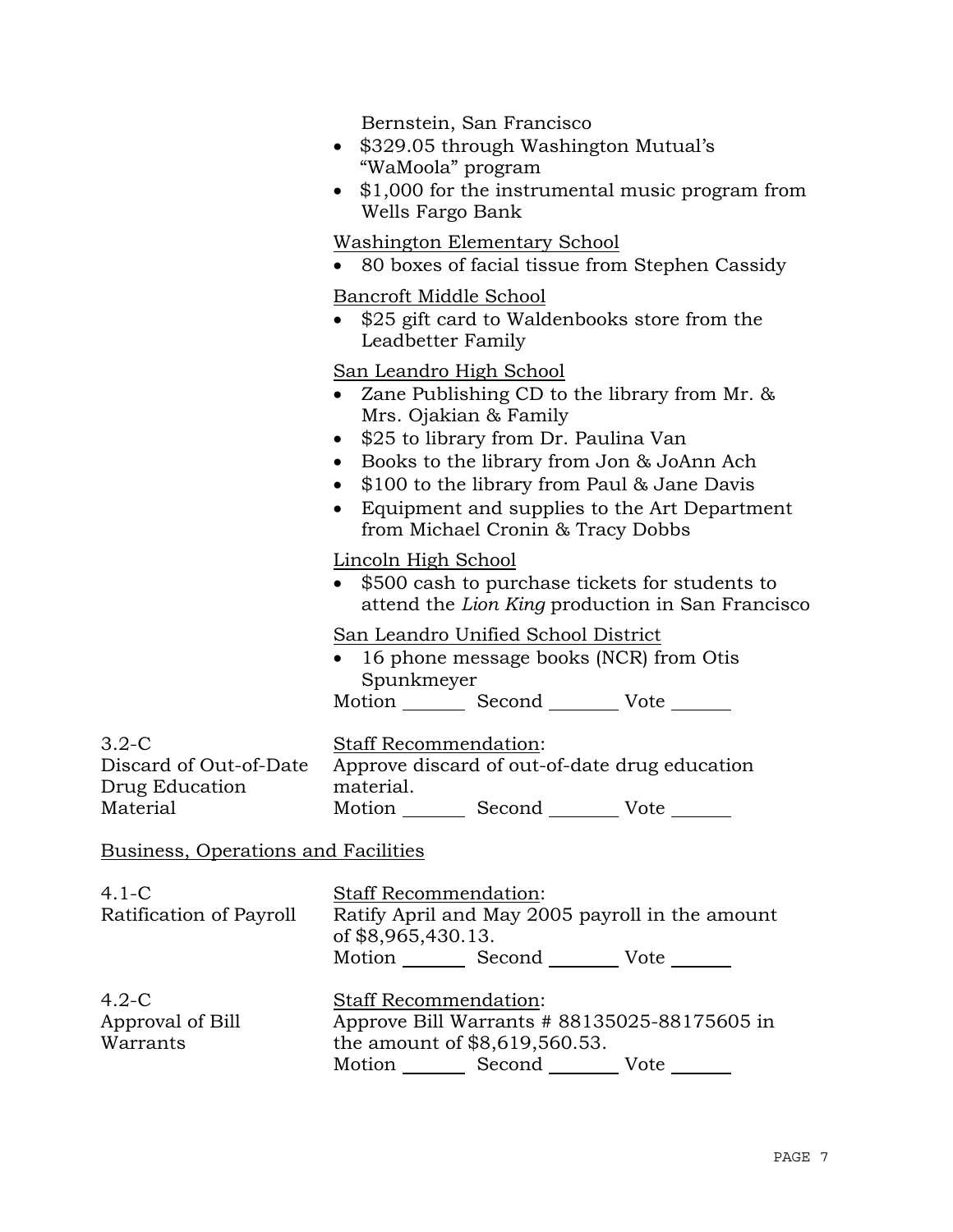Bernstein, San Francisco

- $329.05 through Washington Mutual's "WaMoola" program
- $1,000 for the instrumental music program from Wells Fargo Bank

Washington Elementary School

- 80 boxes of facial tissue from Stephen Cassidy

Bancroft Middle School

- $25 gift card to Waldenbooks store from the Leadbetter Family

San Leandro High School

- Zane Publishing CD to the library from Mr. & Mrs. Ojakian & Family
- $25 to library from Dr. Paulina Van
- Books to the library from Jon & JoAnn Ach
- $100 to the library from Paul & Jane Davis
- Equipment and supplies to the Art Department from Michael Cronin & Tracy Dobbs

Lincoln High School

- $500 cash to purchase tickets for students to attend the *Lion King* production in San Francisco

San Leandro Unified School District

- 16 phone message books (NCR) from Otis Spunkmeyer

Motion _______ Second _______ Vote _______

3.2-C Discard of Out-of-Date Drug Education Material

Staff Recommendation:
Approve discard of out-of-date drug education material.

Motion _______ Second _______ Vote _______

Business, Operations and Facilities

4.1-C Ratification of Payroll

Staff Recommendation:
Ratify April and May 2005 payroll in the amount of $8,965,430.13.

Motion _______ Second _______ Vote _______

4.2-C Approval of Bill Warrants

Staff Recommendation:
Approve Bill Warrants # 88135025-88175605 in the amount of $8,619,560.53.

Motion _______ Second _______ Vote _______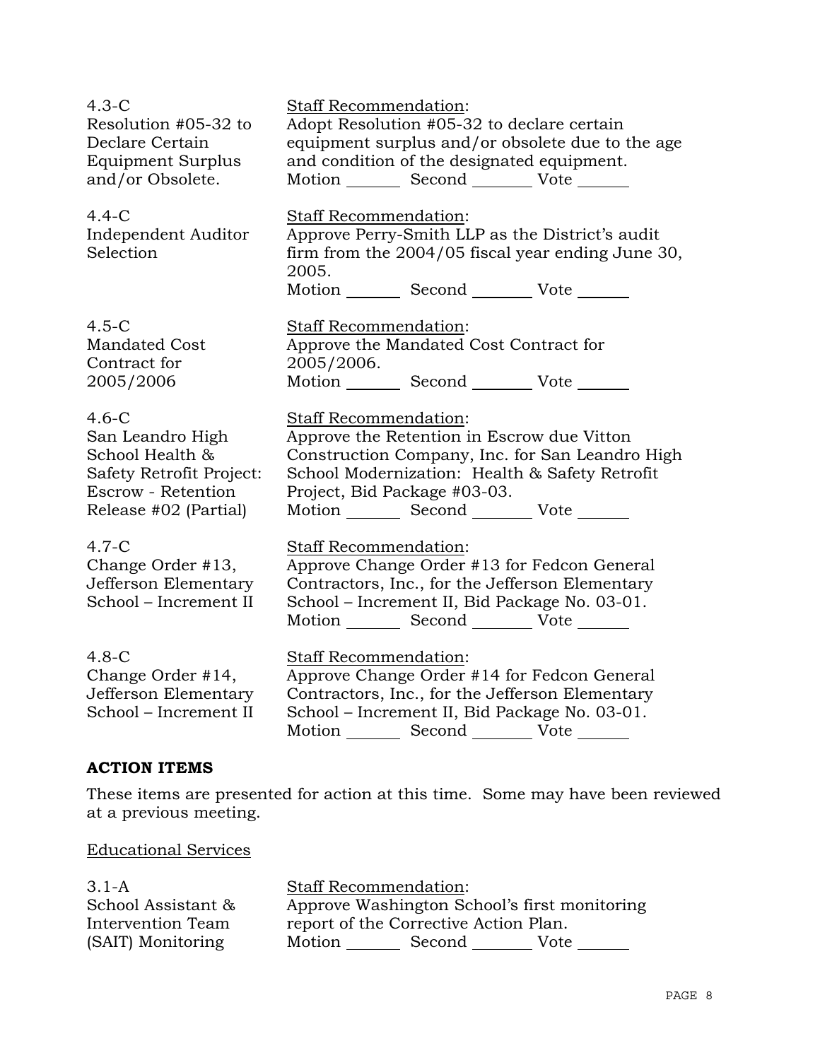| | |
|---|---|
| 4.3-C<br>Resolution #05-32 to Declare Certain Equipment Surplus and/or Obsolete. | <u>Staff Recommendation</u>:<br>Adopt Resolution #05-32 to declare certain equipment surplus and/or obsolete due to the age and condition of the designated equipment.<br>Motion _______ Second _______ Vote _______ |
| 4.4-C<br>Independent Auditor Selection | <u>Staff Recommendation</u>:<br>Approve Perry-Smith LLP as the District's audit firm from the 2004/05 fiscal year ending June 30, 2005.<br>Motion _______ Second _______ Vote _______ |
| 4.5-C<br>Mandated Cost Contract for 2005/2006 | <u>Staff Recommendation</u>:<br>Approve the Mandated Cost Contract for 2005/2006.<br>Motion _______ Second _______ Vote _______ |
| 4.6-C<br>San Leandro High School Health & Safety Retrofit Project: Escrow - Retention Release #02 (Partial) | <u>Staff Recommendation</u>:<br>Approve the Retention in Escrow due Vitton Construction Company, Inc. for San Leandro High School Modernization: Health & Safety Retrofit Project, Bid Package #03-03.<br>Motion _______ Second _______ Vote _______ |
| 4.7-C<br>Change Order #13, Jefferson Elementary School – Increment II | <u>Staff Recommendation</u>:<br>Approve Change Order #13 for Fedcon General Contractors, Inc., for the Jefferson Elementary School – Increment II, Bid Package No. 03-01.<br>Motion _______ Second _______ Vote _______ |
| 4.8-C<br>Change Order #14, Jefferson Elementary School – Increment II | <u>Staff Recommendation</u>:<br>Approve Change Order #14 for Fedcon General Contractors, Inc., for the Jefferson Elementary School – Increment II, Bid Package No. 03-01.<br>Motion _______ Second _______ Vote _______ |

## ACTION ITEMS

These items are presented for action at this time. Some may have been reviewed at a previous meeting.

<u>Educational Services</u>

| | |
|---|---|
| 3.1-A<br>School Assistant & Intervention Team (SAIT) Monitoring | <u>Staff Recommendation</u>:<br>Approve Washington School's first monitoring report of the Corrective Action Plan.<br>Motion _______ Second _______ Vote _______ |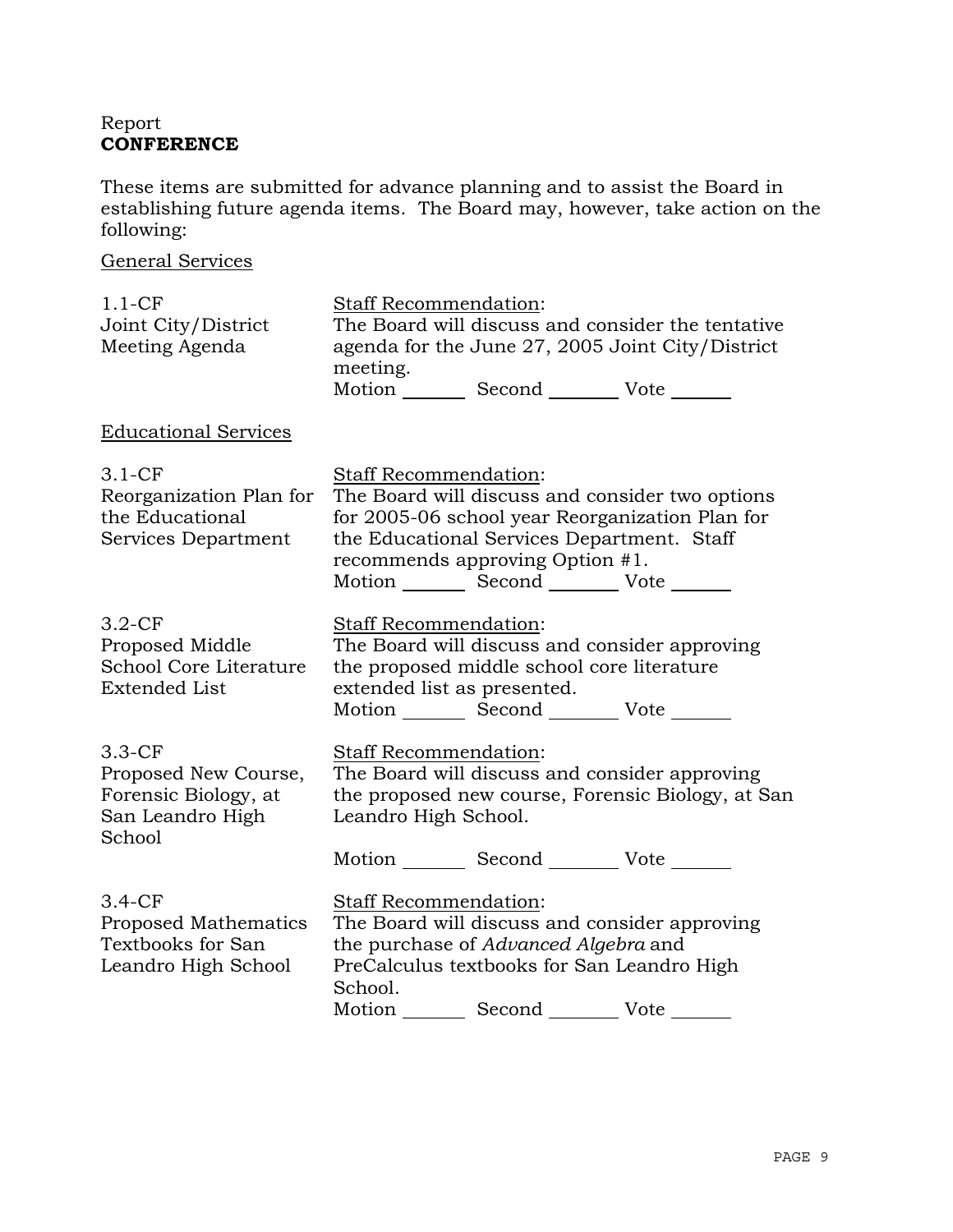Report
**CONFERENCE**

These items are submitted for advance planning and to assist the Board in establishing future agenda items. The Board may, however, take action on the following:

General Services

| | |
|---|---|
| 1.1-CF<br>Joint City/District Meeting Agenda | Staff Recommendation:<br>The Board will discuss and consider the tentative agenda for the June 27, 2005 Joint City/District meeting.<br>Motion _______ Second _______ Vote _______ |

Educational Services

| | |
|---|---|
| 3.1-CF<br>Reorganization Plan for the Educational Services Department | Staff Recommendation:<br>The Board will discuss and consider two options for 2005-06 school year Reorganization Plan for the Educational Services Department. Staff recommends approving Option #1.<br>Motion _______ Second _______ Vote _______ |
| 3.2-CF<br>Proposed Middle School Core Literature Extended List | Staff Recommendation:<br>The Board will discuss and consider approving the proposed middle school core literature extended list as presented.<br>Motion _______ Second _______ Vote _______ |
| 3.3-CF<br>Proposed New Course, Forensic Biology, at San Leandro High School | Staff Recommendation:<br>The Board will discuss and consider approving the proposed new course, Forensic Biology, at San Leandro High School.<br>Motion _______ Second _______ Vote _______ |
| 3.4-CF<br>Proposed Mathematics Textbooks for San Leandro High School | Staff Recommendation:<br>The Board will discuss and consider approving the purchase of *Advanced Algebra* and PreCalculus textbooks for San Leandro High School.<br>Motion _______ Second _______ Vote _______ |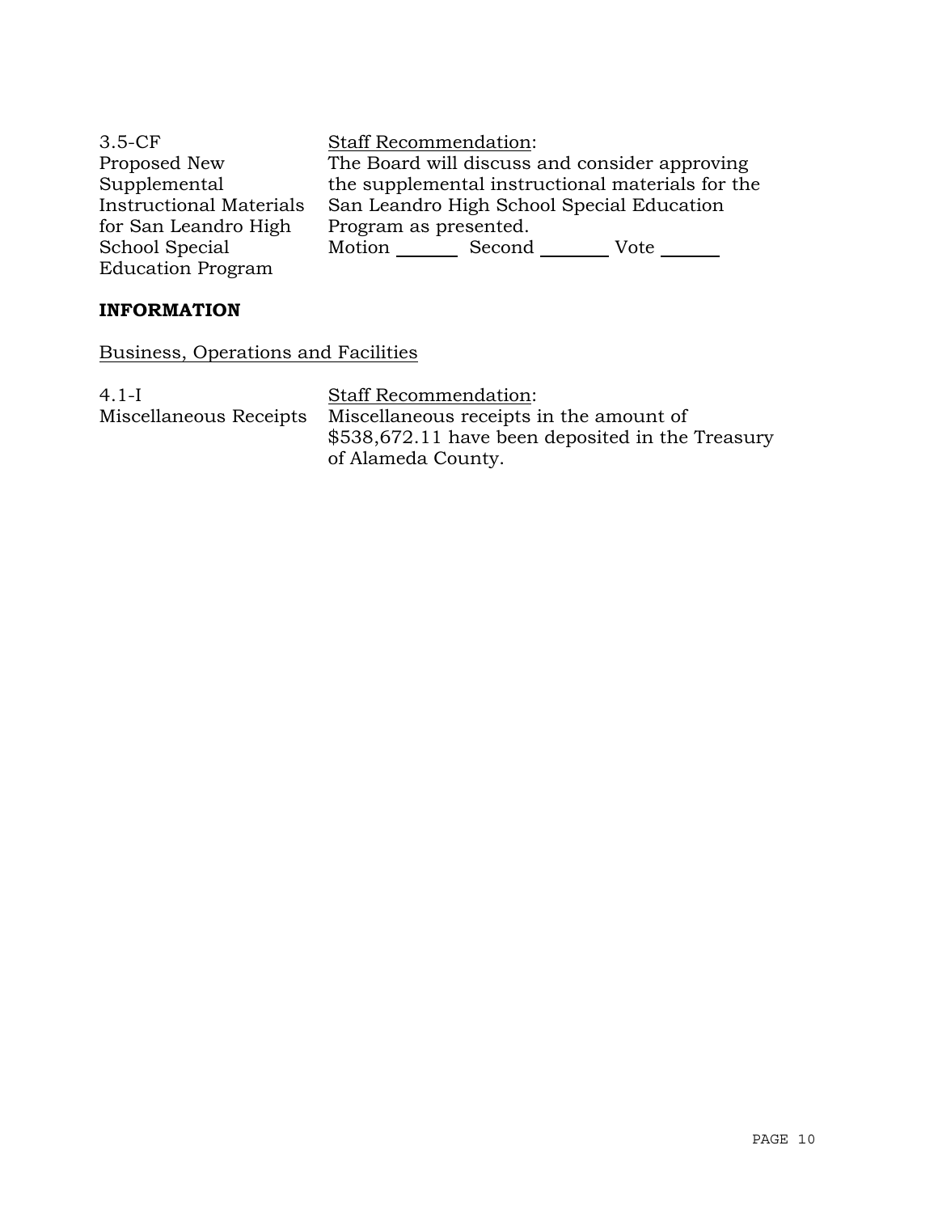| | |
|---|---|
| 3.5-CF<br>Proposed New Supplemental Instructional Materials for San Leandro High School Special Education Program | Staff Recommendation:<br>The Board will discuss and consider approving the supplemental instructional materials for the San Leandro High School Special Education Program as presented.<br>Motion _______ Second _______ Vote _______ |

**INFORMATION**

Business, Operations and Facilities

| | |
|---|---|
| 4.1-I<br>Miscellaneous Receipts | Staff Recommendation:<br>Miscellaneous receipts in the amount of $538,672.11 have been deposited in the Treasury of Alameda County. |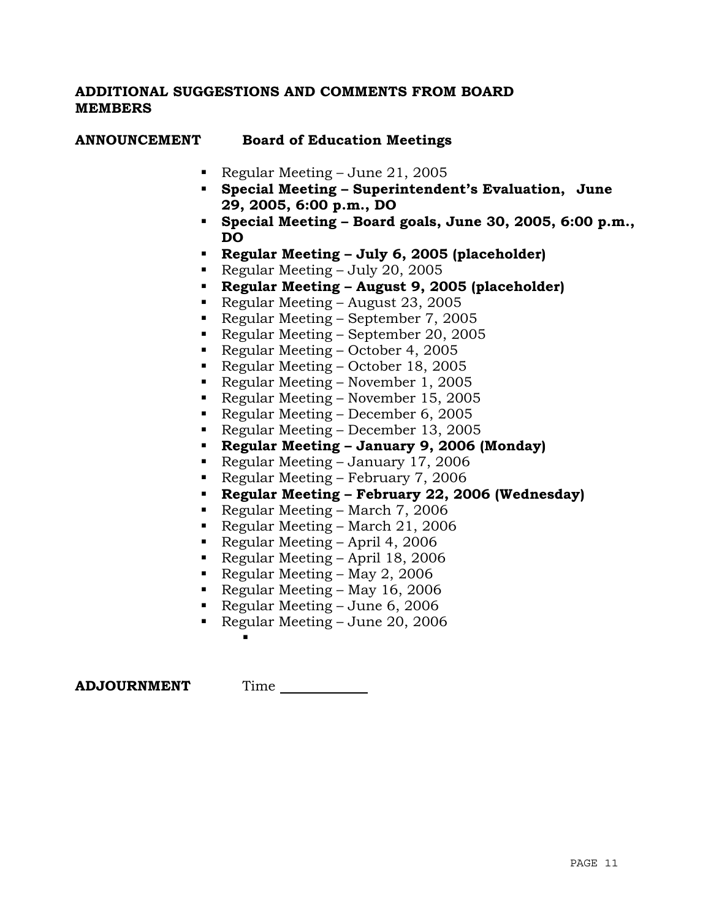**ADDITIONAL SUGGESTIONS AND COMMENTS FROM BOARD MEMBERS**

**ANNOUNCEMENT** **Board of Education Meetings**

- Regular Meeting – June 21, 2005
- **Special Meeting – Superintendent's Evaluation, June 29, 2005, 6:00 p.m., DO**
- **Special Meeting – Board goals, June 30, 2005, 6:00 p.m., DO**
- **Regular Meeting – July 6, 2005 (placeholder)**
- Regular Meeting – July 20, 2005
- **Regular Meeting – August 9, 2005 (placeholder)**
- Regular Meeting – August 23, 2005
- Regular Meeting – September 7, 2005
- Regular Meeting – September 20, 2005
- Regular Meeting – October 4, 2005
- Regular Meeting – October 18, 2005
- Regular Meeting – November 1, 2005
- Regular Meeting – November 15, 2005
- Regular Meeting – December 6, 2005
- Regular Meeting – December 13, 2005
- **Regular Meeting – January 9, 2006 (Monday)**
- Regular Meeting – January 17, 2006
- Regular Meeting – February 7, 2006
- **Regular Meeting – February 22, 2006 (Wednesday)**
- Regular Meeting – March 7, 2006
- Regular Meeting – March 21, 2006
- Regular Meeting – April 4, 2006
- Regular Meeting – April 18, 2006
- Regular Meeting – May 2, 2006
- Regular Meeting – May 16, 2006
- Regular Meeting – June 6, 2006
- Regular Meeting – June 20, 2006

**ADJOURNMENT** Time ____________